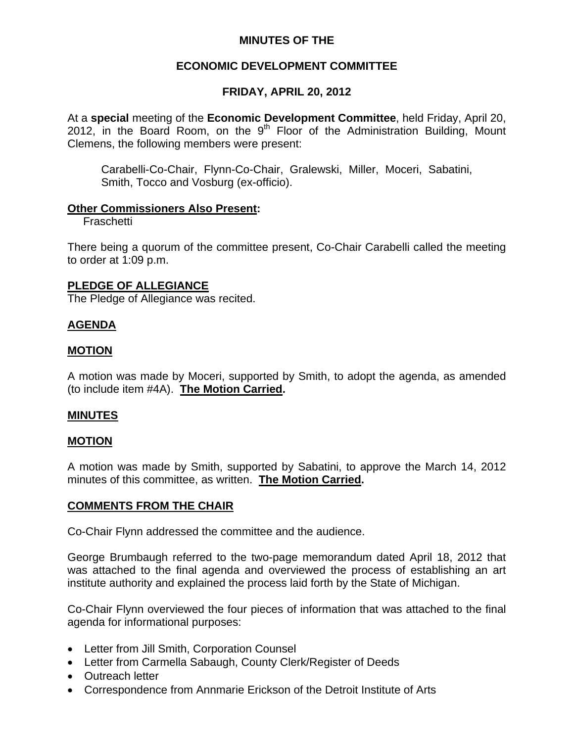**MINUTES OF THE**

**ECONOMIC DEVELOPMENT COMMITTEE**

**FRIDAY, APRIL 20, 2012**

At a **special** meeting of the **Economic Development Committee**, held Friday, April 20, 2012, in the Board Room, on the 9th Floor of the Administration Building, Mount Clemens, the following members were present:

Carabelli-Co-Chair, Flynn-Co-Chair, Gralewski, Miller, Moceri, Sabatini, Smith, Tocco and Vosburg (ex-officio).

**Other Commissioners Also Present:**
Fraschetti

There being a quorum of the committee present, Co-Chair Carabelli called the meeting to order at 1:09 p.m.

**PLEDGE OF ALLEGIANCE**
The Pledge of Allegiance was recited.

**AGENDA**

**MOTION**

A motion was made by Moceri, supported by Smith, to adopt the agenda, as amended (to include item #4A). **The Motion Carried.**

**MINUTES**

**MOTION**

A motion was made by Smith, supported by Sabatini, to approve the March 14, 2012 minutes of this committee, as written. **The Motion Carried.**

**COMMENTS FROM THE CHAIR**

Co-Chair Flynn addressed the committee and the audience.

George Brumbaugh referred to the two-page memorandum dated April 18, 2012 that was attached to the final agenda and overviewed the process of establishing an art institute authority and explained the process laid forth by the State of Michigan.

Co-Chair Flynn overviewed the four pieces of information that was attached to the final agenda for informational purposes:

- Letter from Jill Smith, Corporation Counsel
- Letter from Carmella Sabaugh, County Clerk/Register of Deeds
- Outreach letter
- Correspondence from Annmarie Erickson of the Detroit Institute of Arts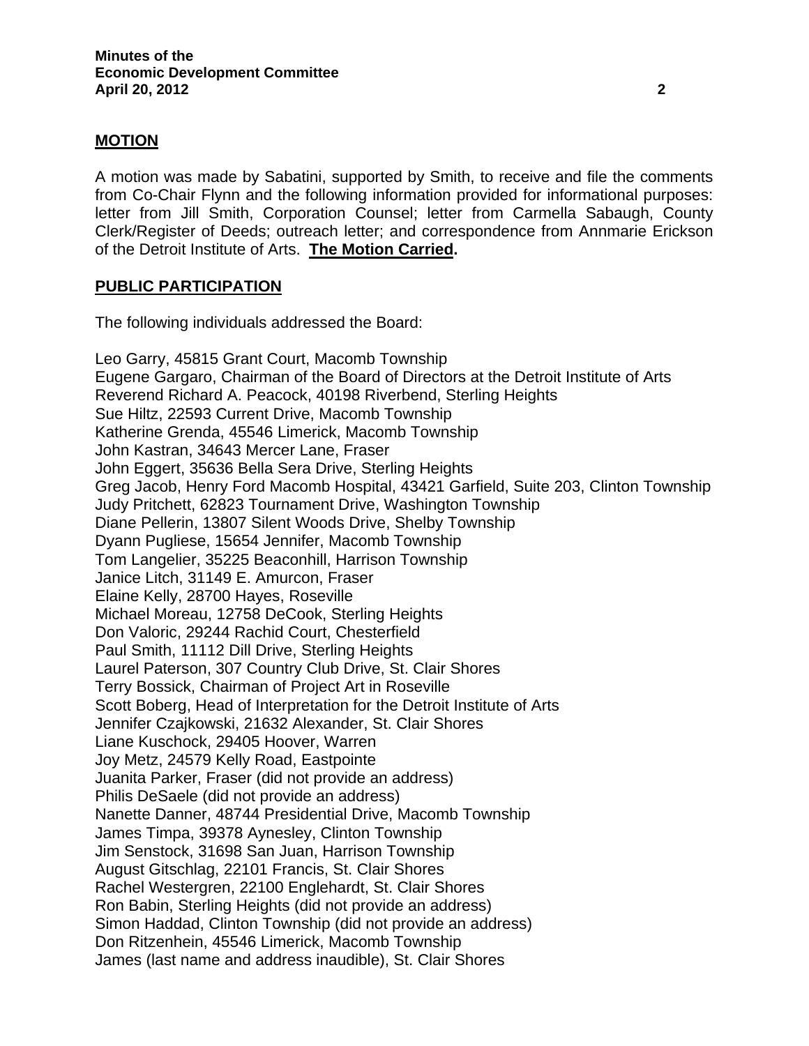## MOTION

A motion was made by Sabatini, supported by Smith, to receive and file the comments from Co-Chair Flynn and the following information provided for informational purposes: letter from Jill Smith, Corporation Counsel; letter from Carmella Sabaugh, County Clerk/Register of Deeds; outreach letter; and correspondence from Annmarie Erickson of the Detroit Institute of Arts. **The Motion Carried.**

## PUBLIC PARTICIPATION

The following individuals addressed the Board:

Leo Garry, 45815 Grant Court, Macomb Township
Eugene Gargaro, Chairman of the Board of Directors at the Detroit Institute of Arts
Reverend Richard A. Peacock, 40198 Riverbend, Sterling Heights
Sue Hiltz, 22593 Current Drive, Macomb Township
Katherine Grenda, 45546 Limerick, Macomb Township
John Kastran, 34643 Mercer Lane, Fraser
John Eggert, 35636 Bella Sera Drive, Sterling Heights
Greg Jacob, Henry Ford Macomb Hospital, 43421 Garfield, Suite 203, Clinton Township
Judy Pritchett, 62823 Tournament Drive, Washington Township
Diane Pellerin, 13807 Silent Woods Drive, Shelby Township
Dyann Pugliese, 15654 Jennifer, Macomb Township
Tom Langelier, 35225 Beaconhill, Harrison Township
Janice Litch, 31149 E. Amurcon, Fraser
Elaine Kelly, 28700 Hayes, Roseville
Michael Moreau, 12758 DeCook, Sterling Heights
Don Valoric, 29244 Rachid Court, Chesterfield
Paul Smith, 11112 Dill Drive, Sterling Heights
Laurel Paterson, 307 Country Club Drive, St. Clair Shores
Terry Bossick, Chairman of Project Art in Roseville
Scott Boberg, Head of Interpretation for the Detroit Institute of Arts
Jennifer Czajkowski, 21632 Alexander, St. Clair Shores
Liane Kuschock, 29405 Hoover, Warren
Joy Metz, 24579 Kelly Road, Eastpointe
Juanita Parker, Fraser (did not provide an address)
Philis DeSaele (did not provide an address)
Nanette Danner, 48744 Presidential Drive, Macomb Township
James Timpa, 39378 Aynesley, Clinton Township
Jim Senstock, 31698 San Juan, Harrison Township
August Gitschlag, 22101 Francis, St. Clair Shores
Rachel Westergren, 22100 Englehardt, St. Clair Shores
Ron Babin, Sterling Heights (did not provide an address)
Simon Haddad, Clinton Township (did not provide an address)
Don Ritzenhein, 45546 Limerick, Macomb Township
James (last name and address inaudible), St. Clair Shores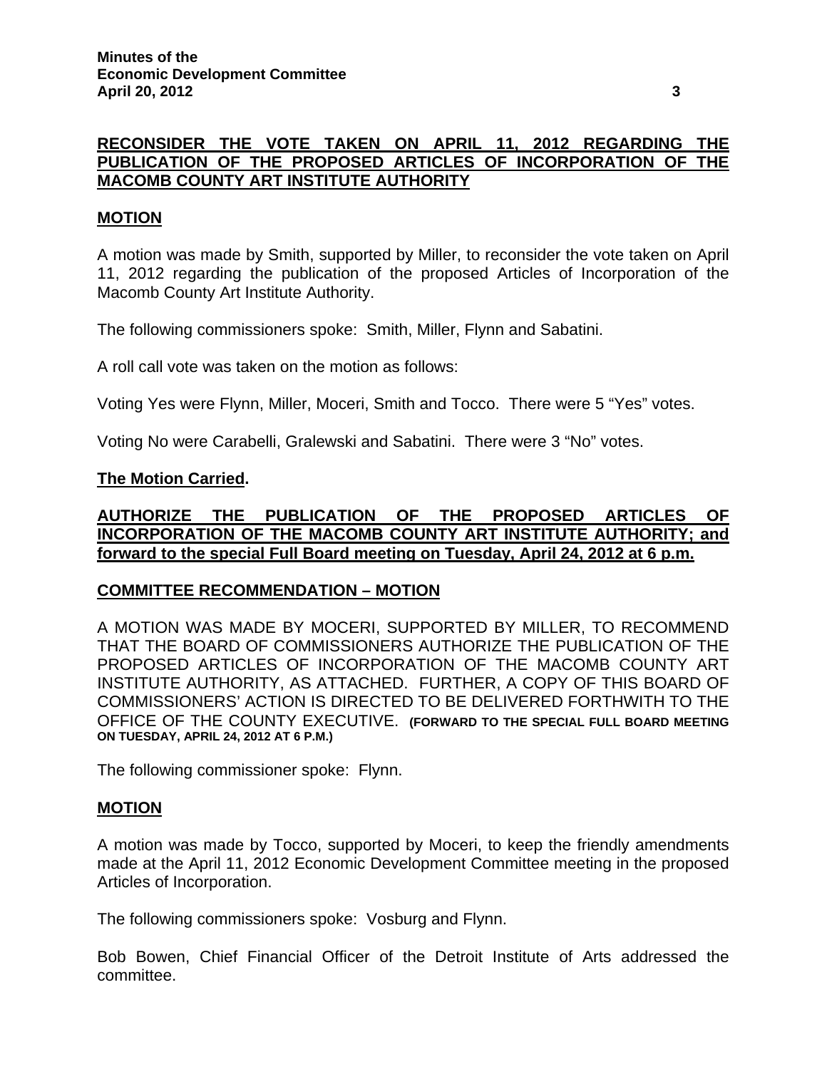**RECONSIDER THE VOTE TAKEN ON APRIL 11, 2012 REGARDING THE PUBLICATION OF THE PROPOSED ARTICLES OF INCORPORATION OF THE MACOMB COUNTY ART INSTITUTE AUTHORITY**

**MOTION**

A motion was made by Smith, supported by Miller, to reconsider the vote taken on April 11, 2012 regarding the publication of the proposed Articles of Incorporation of the Macomb County Art Institute Authority.

The following commissioners spoke: Smith, Miller, Flynn and Sabatini.

A roll call vote was taken on the motion as follows:

Voting Yes were Flynn, Miller, Moceri, Smith and Tocco. There were 5 "Yes" votes.

Voting No were Carabelli, Gralewski and Sabatini. There were 3 "No" votes.

**The Motion Carried.**

**AUTHORIZE THE PUBLICATION OF THE PROPOSED ARTICLES OF INCORPORATION OF THE MACOMB COUNTY ART INSTITUTE AUTHORITY; and forward to the special Full Board meeting on Tuesday, April 24, 2012 at 6 p.m.**

**COMMITTEE RECOMMENDATION – MOTION**

A MOTION WAS MADE BY MOCERI, SUPPORTED BY MILLER, TO RECOMMEND THAT THE BOARD OF COMMISSIONERS AUTHORIZE THE PUBLICATION OF THE PROPOSED ARTICLES OF INCORPORATION OF THE MACOMB COUNTY ART INSTITUTE AUTHORITY, AS ATTACHED. FURTHER, A COPY OF THIS BOARD OF COMMISSIONERS' ACTION IS DIRECTED TO BE DELIVERED FORTHWITH TO THE OFFICE OF THE COUNTY EXECUTIVE. **(FORWARD TO THE SPECIAL FULL BOARD MEETING ON TUESDAY, APRIL 24, 2012 AT 6 P.M.)**

The following commissioner spoke: Flynn.

**MOTION**

A motion was made by Tocco, supported by Moceri, to keep the friendly amendments made at the April 11, 2012 Economic Development Committee meeting in the proposed Articles of Incorporation.

The following commissioners spoke: Vosburg and Flynn.

Bob Bowen, Chief Financial Officer of the Detroit Institute of Arts addressed the committee.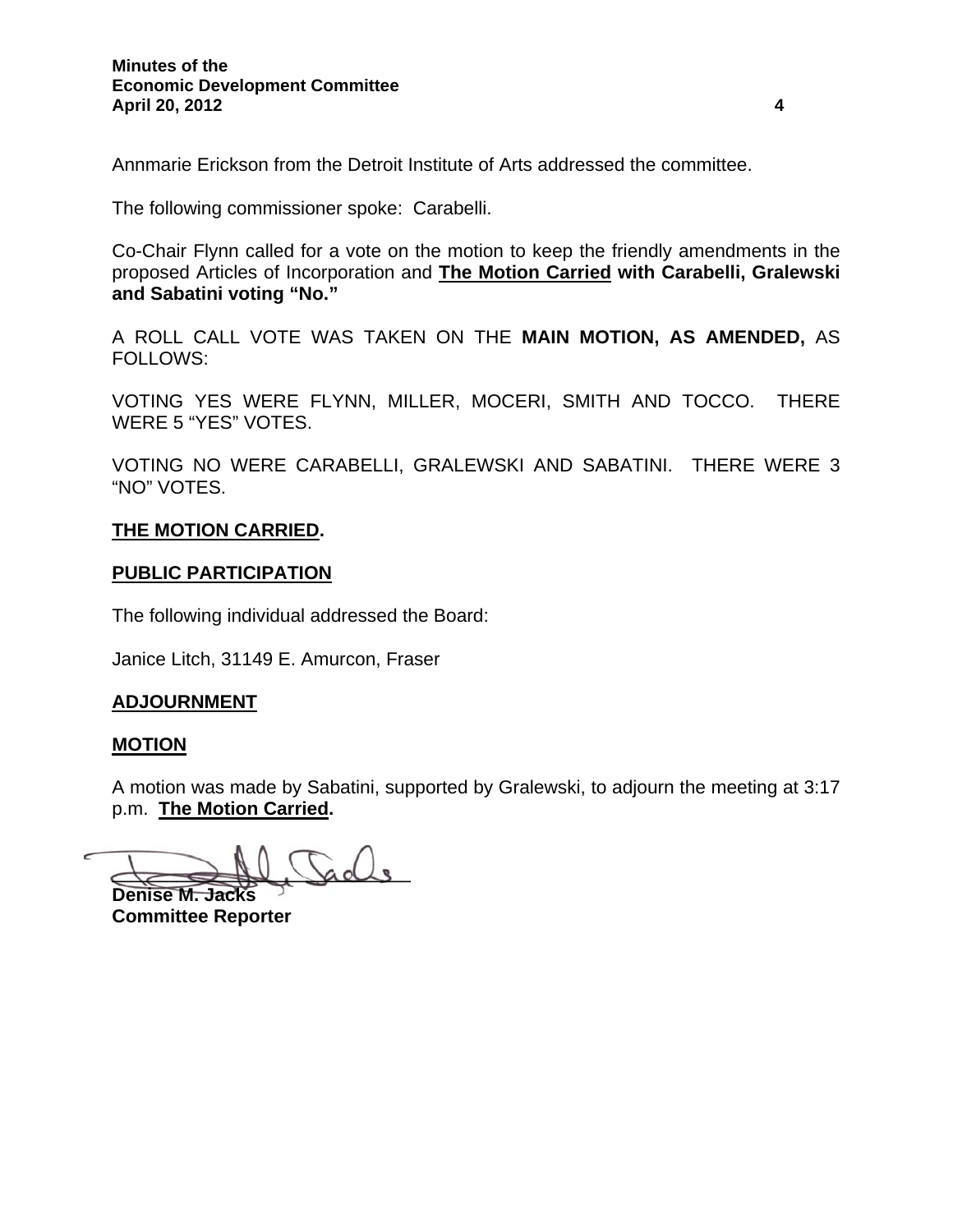Annmarie Erickson from the Detroit Institute of Arts addressed the committee.

The following commissioner spoke: Carabelli.

Co-Chair Flynn called for a vote on the motion to keep the friendly amendments in the proposed Articles of Incorporation and **The Motion Carried with Carabelli, Gralewski and Sabatini voting "No."**

A ROLL CALL VOTE WAS TAKEN ON THE **MAIN MOTION, AS AMENDED,** AS FOLLOWS:

VOTING YES WERE FLYNN, MILLER, MOCERI, SMITH AND TOCCO. THERE WERE 5 "YES" VOTES.

VOTING NO WERE CARABELLI, GRALEWSKI AND SABATINI. THERE WERE 3 "NO" VOTES.

**THE MOTION CARRIED.**

## PUBLIC PARTICIPATION

The following individual addressed the Board:

Janice Litch, 31149 E. Amurcon, Fraser

## ADJOURNMENT

## MOTION

A motion was made by Sabatini, supported by Gralewski, to adjourn the meeting at 3:17 p.m. **The Motion Carried.**

**Denise M. Jacks**
**Committee Reporter**